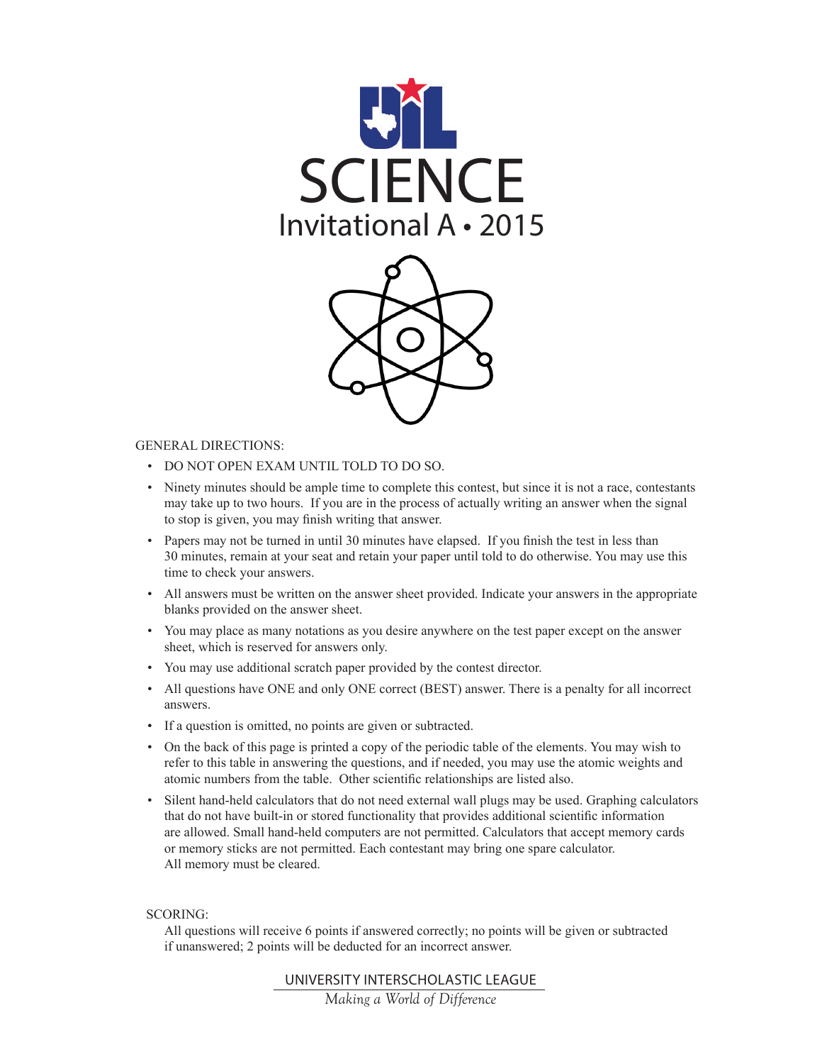# SCIENCE

## Invitational A • 2015

GENERAL DIRECTIONS:

- DO NOT OPEN EXAM UNTIL TOLD TO DO SO.
- Ninety minutes should be ample time to complete this contest, but since it is not a race, contestants may take up to two hours. If you are in the process of actually writing an answer when the signal to stop is given, you may finish writing that answer.
- Papers may not be turned in until 30 minutes have elapsed. If you finish the test in less than 30 minutes, remain at your seat and retain your paper until told to do otherwise. You may use this time to check your answers.
- All answers must be written on the answer sheet provided. Indicate your answers in the appropriate blanks provided on the answer sheet.
- You may place as many notations as you desire anywhere on the test paper except on the answer sheet, which is reserved for answers only.
- You may use additional scratch paper provided by the contest director.
- All questions have ONE and only ONE correct (BEST) answer. There is a penalty for all incorrect answers.
- If a question is omitted, no points are given or subtracted.
- On the back of this page is printed a copy of the periodic table of the elements. You may wish to refer to this table in answering the questions, and if needed, you may use the atomic weights and atomic numbers from the table. Other scientific relationships are listed also.
- Silent hand-held calculators that do not need external wall plugs may be used. Graphing calculators that do not have built-in or stored functionality that provides additional scientific information are allowed. Small hand-held computers are not permitted. Calculators that accept memory cards or memory sticks are not permitted. Each contestant may bring one spare calculator. All memory must be cleared.

SCORING:

All questions will receive 6 points if answered correctly; no points will be given or subtracted if unanswered; 2 points will be deducted for an incorrect answer.

UNIVERSITY INTERSCHOLASTIC LEAGUE

*Making a World of Difference*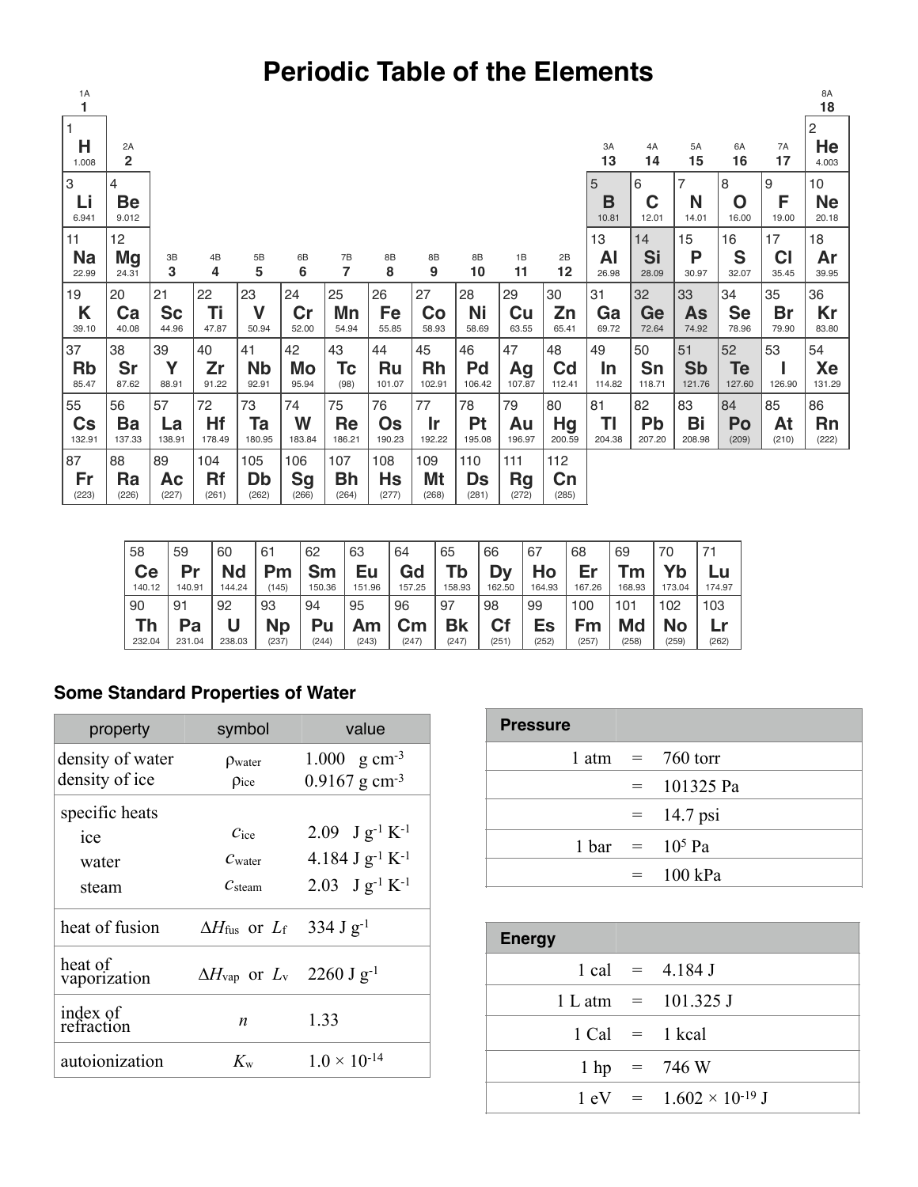# Periodic Table of the Elements

| 1A 1 | 2A 2 | 3B 3 | 4B 4 | 5B 5 | 6B 6 | 7B 7 | 8B 8 | 8B 9 | 8B 10 | 1B 11 | 2B 12 | 3A 13 | 4A 14 | 5A 15 | 6A 16 | 7A 17 | 8A 18 |
|---|---|---|---|---|---|---|---|---|---|---|---|---|---|---|---|---|---|
| 1 **H** 1.008 | | | | | | | | | | | | | | | | | 2 **He** 4.003 |
| 3 **Li** 6.941 | 4 **Be** 9.012 | | | | | | | | | | | 5 **B** 10.81 | 6 **C** 12.01 | 7 **N** 14.01 | 8 **O** 16.00 | 9 **F** 19.00 | 10 **Ne** 20.18 |
| 11 **Na** 22.99 | 12 **Mg** 24.31 | | | | | | | | | | | 13 **Al** 26.98 | 14 **Si** 28.09 | 15 **P** 30.97 | 16 **S** 32.07 | 17 **Cl** 35.45 | 18 **Ar** 39.95 |
| 19 **K** 39.10 | 20 **Ca** 40.08 | 21 **Sc** 44.96 | 22 **Ti** 47.87 | 23 **V** 50.94 | 24 **Cr** 52.00 | 25 **Mn** 54.94 | 26 **Fe** 55.85 | 27 **Co** 58.93 | 28 **Ni** 58.69 | 29 **Cu** 63.55 | 30 **Zn** 65.41 | 31 **Ga** 69.72 | 32 **Ge** 72.64 | 33 **As** 74.92 | 34 **Se** 78.96 | 35 **Br** 79.90 | 36 **Kr** 83.80 |
| 37 **Rb** 85.47 | 38 **Sr** 87.62 | 39 **Y** 88.91 | 40 **Zr** 91.22 | 41 **Nb** 92.91 | 42 **Mo** 95.94 | 43 **Tc** (98) | 44 **Ru** 101.07 | 45 **Rh** 102.91 | 46 **Pd** 106.42 | 47 **Ag** 107.87 | 48 **Cd** 112.41 | 49 **In** 114.82 | 50 **Sn** 118.71 | 51 **Sb** 121.76 | 52 **Te** 127.60 | 53 **I** 126.90 | 54 **Xe** 131.29 |
| 55 **Cs** 132.91 | 56 **Ba** 137.33 | 57 **La** 138.91 | 72 **Hf** 178.49 | 73 **Ta** 180.95 | 74 **W** 183.84 | 75 **Re** 186.21 | 76 **Os** 190.23 | 77 **Ir** 192.22 | 78 **Pt** 195.08 | 79 **Au** 196.97 | 80 **Hg** 200.59 | 81 **Tl** 204.38 | 82 **Pb** 207.20 | 83 **Bi** 208.98 | 84 **Po** (209) | 85 **At** (210) | 86 **Rn** (222) |
| 87 **Fr** (223) | 88 **Ra** (226) | 89 **Ac** (227) | 104 **Rf** (261) | 105 **Db** (262) | 106 **Sg** (266) | 107 **Bh** (264) | 108 **Hs** (277) | 109 **Mt** (268) | 110 **Ds** (281) | 111 **Rg** (272) | 112 **Cn** (285) | | | | | | |

| | | | | | | | | | | | | | |
|---|---|---|---|---|---|---|---|---|---|---|---|---|---|
| 58 **Ce** 140.12 | 59 **Pr** 140.91 | 60 **Nd** 144.24 | 61 **Pm** (145) | 62 **Sm** 150.36 | 63 **Eu** 151.96 | 64 **Gd** 157.25 | 65 **Tb** 158.93 | 66 **Dy** 162.50 | 67 **Ho** 164.93 | 68 **Er** 167.26 | 69 **Tm** 168.93 | 70 **Yb** 173.04 | 71 **Lu** 174.97 |
| 90 **Th** 232.04 | 91 **Pa** 231.04 | 92 **U** 238.03 | 93 **Np** (237) | 94 **Pu** (244) | 95 **Am** (243) | 96 **Cm** (247) | 97 **Bk** (247) | 98 **Cf** (251) | 99 **Es** (252) | 100 **Fm** (257) | 101 **Md** (258) | 102 **No** (259) | 103 **Lr** (262) |

## Some Standard Properties of Water

| property | symbol | value |
|---|---|---|
| density of water | $\rho_{water}$ | 1.000 g cm$^{-3}$ |
| density of ice | $\rho_{ice}$ | 0.9167 g cm$^{-3}$ |
| specific heats | | |
| ice | $c_{ice}$ | 2.09 J g$^{-1}$ K$^{-1}$ |
| water | $c_{water}$ | 4.184 J g$^{-1}$ K$^{-1}$ |
| steam | $c_{steam}$ | 2.03 J g$^{-1}$ K$^{-1}$ |
| heat of fusion | $\Delta H_{fus}$ or $L_f$ | 334 J g$^{-1}$ |
| heat of vaporization | $\Delta H_{vap}$ or $L_v$ | 2260 J g$^{-1}$ |
| index of refraction | $n$ | 1.33 |
| autoionization | $K_w$ | $1.0 \times 10^{-14}$ |

| Pressure | | |
|---|---|---|
| 1 atm | = | 760 torr |
| | = | 101325 Pa |
| | = | 14.7 psi |
| 1 bar | = | $10^5$ Pa |
| | = | 100 kPa |

| Energy | | |
|---|---|---|
| 1 cal | = | 4.184 J |
| 1 L atm | = | 101.325 J |
| 1 Cal | = | 1 kcal |
| 1 hp | = | 746 W |
| 1 eV | = | $1.602 \times 10^{-19}$ J |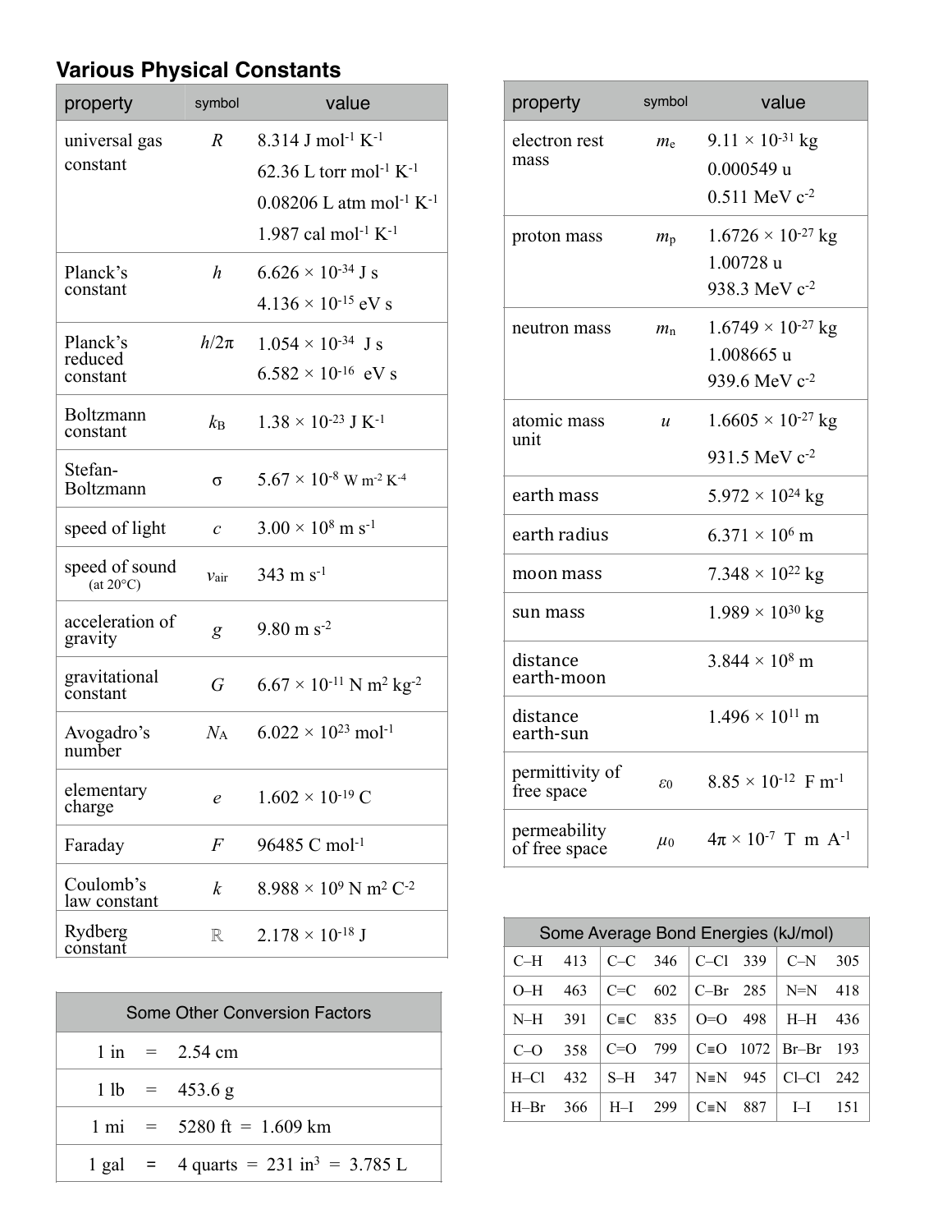## Various Physical Constants

| property | symbol | value |
|---|---|---|
| universal gas constant | $R$ | 8.314 J mol$^{-1}$ K$^{-1}$<br>62.36 L torr mol$^{-1}$ K$^{-1}$<br>0.08206 L atm mol$^{-1}$ K$^{-1}$<br>1.987 cal mol$^{-1}$ K$^{-1}$ |
| Planck's constant | $h$ | $6.626 \times 10^{-34}$ J s<br>$4.136 \times 10^{-15}$ eV s |
| Planck's reduced constant | $h/2\pi$ | $1.054 \times 10^{-34}$ J s<br>$6.582 \times 10^{-16}$ eV s |
| Boltzmann constant | $k_B$ | $1.38 \times 10^{-23}$ J K$^{-1}$ |
| Stefan-Boltzmann | $\sigma$ | $5.67 \times 10^{-8}$ W m$^{-2}$ K$^{-4}$ |
| speed of light | $c$ | $3.00 \times 10^{8}$ m s$^{-1}$ |
| speed of sound (at 20°C) | $v_{air}$ | 343 m s$^{-1}$ |
| acceleration of gravity | $g$ | 9.80 m s$^{-2}$ |
| gravitational constant | $G$ | $6.67 \times 10^{-11}$ N m$^2$ kg$^{-2}$ |
| Avogadro's number | $N_A$ | $6.022 \times 10^{23}$ mol$^{-1}$ |
| elementary charge | $e$ | $1.602 \times 10^{-19}$ C |
| Faraday | $F$ | 96485 C mol$^{-1}$ |
| Coulomb's law constant | $k$ | $8.988 \times 10^{9}$ N m$^2$ C$^{-2}$ |
| Rydberg constant | $\mathbb{R}$ | $2.178 \times 10^{-18}$ J |

| property | symbol | value |
|---|---|---|
| electron rest mass | $m_e$ | $9.11 \times 10^{-31}$ kg<br>0.000549 u<br>0.511 MeV c$^{-2}$ |
| proton mass | $m_p$ | $1.6726 \times 10^{-27}$ kg<br>1.00728 u<br>938.3 MeV c$^{-2}$ |
| neutron mass | $m_n$ | $1.6749 \times 10^{-27}$ kg<br>1.008665 u<br>939.6 MeV c$^{-2}$ |
| atomic mass unit | $u$ | $1.6605 \times 10^{-27}$ kg<br>931.5 MeV c$^{-2}$ |
| earth mass | | $5.972 \times 10^{24}$ kg |
| earth radius | | $6.371 \times 10^{6}$ m |
| moon mass | | $7.348 \times 10^{22}$ kg |
| sun mass | | $1.989 \times 10^{30}$ kg |
| distance earth-moon | | $3.844 \times 10^{8}$ m |
| distance earth-sun | | $1.496 \times 10^{11}$ m |
| permittivity of free space | $\varepsilon_0$ | $8.85 \times 10^{-12}$ F m$^{-1}$ |
| permeability of free space | $\mu_0$ | $4\pi \times 10^{-7}$ T m A$^{-1}$ |

| Some Other Conversion Factors | | |
|---|---|---|
| 1 in | = | 2.54 cm |
| 1 lb | = | 453.6 g |
| 1 mi | = | 5280 ft = 1.609 km |
| 1 gal | = | 4 quarts = 231 in$^3$ = 3.785 L |

| Some Average Bond Energies (kJ/mol) | | | | | | | |
|---|---|---|---|---|---|---|---|
| C–H | 413 | C–C | 346 | C–Cl | 339 | C–N | 305 |
| O–H | 463 | C=C | 602 | C–Br | 285 | N=N | 418 |
| N–H | 391 | C≡C | 835 | O=O | 498 | H–H | 436 |
| C–O | 358 | C=O | 799 | C≡O | 1072 | Br–Br | 193 |
| H–Cl | 432 | S–H | 347 | N≡N | 945 | Cl–Cl | 242 |
| H–Br | 366 | H–I | 299 | C≡N | 887 | I–I | 151 |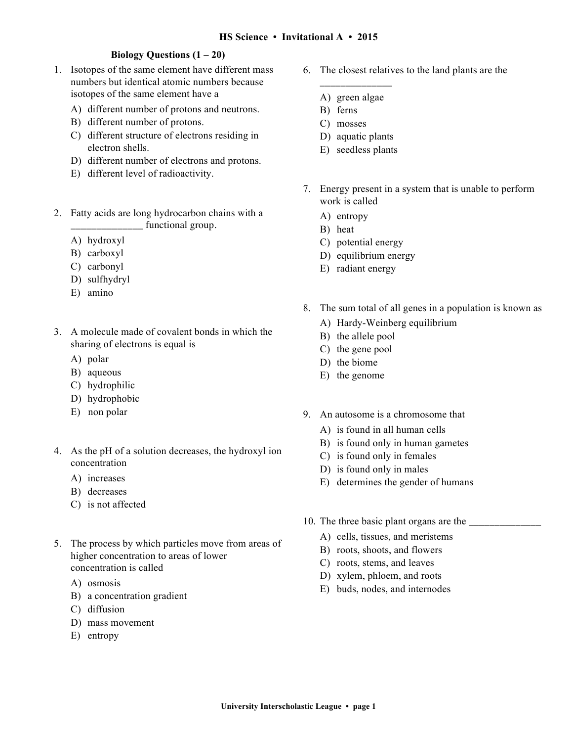# HS Science • Invitational A • 2015

## Biology Questions (1 – 20)

1. Isotopes of the same element have different mass numbers but identical atomic numbers because isotopes of the same element have a
   - A) different number of protons and neutrons.
   - B) different number of protons.
   - C) different structure of electrons residing in electron shells.
   - D) different number of electrons and protons.
   - E) different level of radioactivity.

2. Fatty acids are long hydrocarbon chains with a ______________ functional group.
   - A) hydroxyl
   - B) carboxyl
   - C) carbonyl
   - D) sulfhydryl
   - E) amino

3. A molecule made of covalent bonds in which the sharing of electrons is equal is
   - A) polar
   - B) aqueous
   - C) hydrophilic
   - D) hydrophobic
   - E) non polar

4. As the pH of a solution decreases, the hydroxyl ion concentration
   - A) increases
   - B) decreases
   - C) is not affected

5. The process by which particles move from areas of higher concentration to areas of lower concentration is called
   - A) osmosis
   - B) a concentration gradient
   - C) diffusion
   - D) mass movement
   - E) entropy

6. The closest relatives to the land plants are the ______________
   - A) green algae
   - B) ferns
   - C) mosses
   - D) aquatic plants
   - E) seedless plants

7. Energy present in a system that is unable to perform work is called
   - A) entropy
   - B) heat
   - C) potential energy
   - D) equilibrium energy
   - E) radiant energy

8. The sum total of all genes in a population is known as
   - A) Hardy-Weinberg equilibrium
   - B) the allele pool
   - C) the gene pool
   - D) the biome
   - E) the genome

9. An autosome is a chromosome that
   - A) is found in all human cells
   - B) is found only in human gametes
   - C) is found only in females
   - D) is found only in males
   - E) determines the gender of humans

10. The three basic plant organs are the ______________
    - A) cells, tissues, and meristems
    - B) roots, shoots, and flowers
    - C) roots, stems, and leaves
    - D) xylem, phloem, and roots
    - E) buds, nodes, and internodes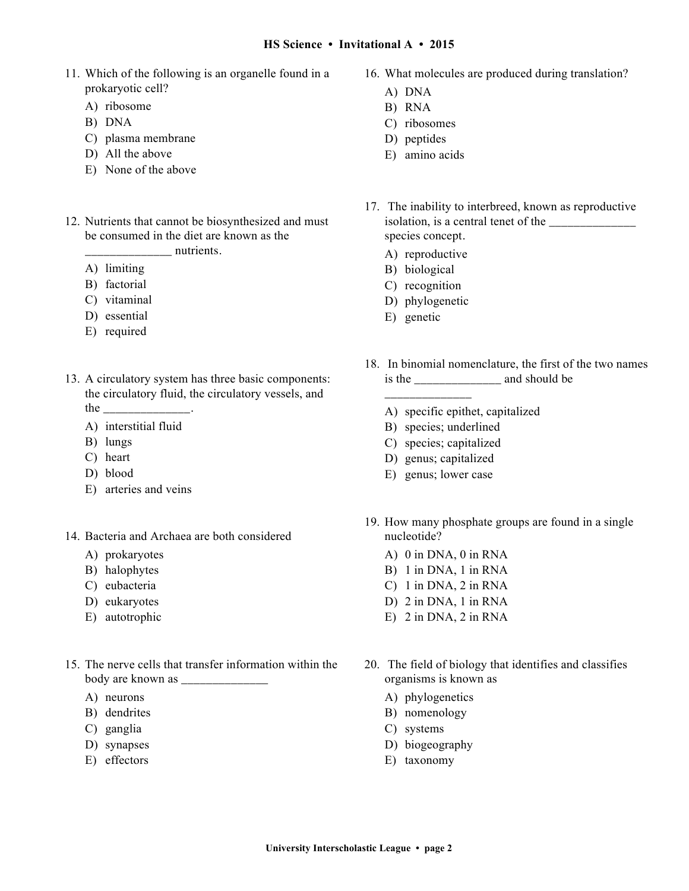11. Which of the following is an organelle found in a prokaryotic cell?
    A) ribosome
    B) DNA
    C) plasma membrane
    D) All the above
    E) None of the above

12. Nutrients that cannot be biosynthesized and must be consumed in the diet are known as the ______________ nutrients.
    A) limiting
    B) factorial
    C) vitaminal
    D) essential
    E) required

13. A circulatory system has three basic components: the circulatory fluid, the circulatory vessels, and the ______________.
    A) interstitial fluid
    B) lungs
    C) heart
    D) blood
    E) arteries and veins

14. Bacteria and Archaea are both considered
    A) prokaryotes
    B) halophytes
    C) eubacteria
    D) eukaryotes
    E) autotrophic

15. The nerve cells that transfer information within the body are known as ______________
    A) neurons
    B) dendrites
    C) ganglia
    D) synapses
    E) effectors

16. What molecules are produced during translation?
    A) DNA
    B) RNA
    C) ribosomes
    D) peptides
    E) amino acids

17. The inability to interbreed, known as reproductive isolation, is a central tenet of the ______________ species concept.
    A) reproductive
    B) biological
    C) recognition
    D) phylogenetic
    E) genetic

18. In binomial nomenclature, the first of the two names is the ______________ and should be ______________
    A) specific epithet, capitalized
    B) species; underlined
    C) species; capitalized
    D) genus; capitalized
    E) genus; lower case

19. How many phosphate groups are found in a single nucleotide?
    A) 0 in DNA, 0 in RNA
    B) 1 in DNA, 1 in RNA
    C) 1 in DNA, 2 in RNA
    D) 2 in DNA, 1 in RNA
    E) 2 in DNA, 2 in RNA

20. The field of biology that identifies and classifies organisms is known as
    A) phylogenetics
    B) nomenology
    C) systems
    D) biogeography
    E) taxonomy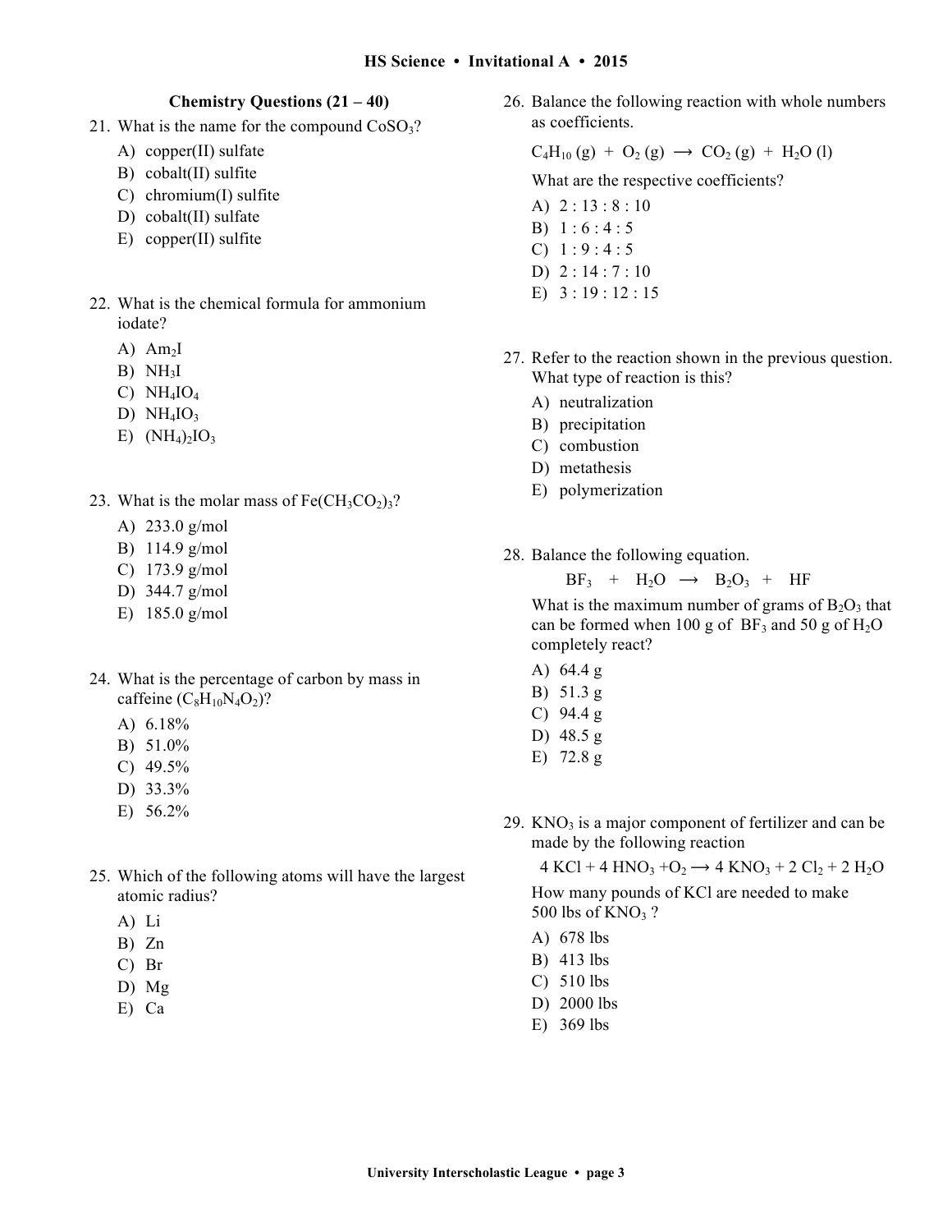## Chemistry Questions (21 – 40)

21. What is the name for the compound $CoSO_3$?
    - A) copper(II) sulfate
    - B) cobalt(II) sulfite
    - C) chromium(I) sulfite
    - D) cobalt(II) sulfate
    - E) copper(II) sulfite

22. What is the chemical formula for ammonium iodate?
    - A) $Am_2I$
    - B) $NH_3I$
    - C) $NH_4IO_4$
    - D) $NH_4IO_3$
    - E) $(NH_4)_2IO_3$

23. What is the molar mass of $Fe(CH_3CO_2)_3$?
    - A) 233.0 g/mol
    - B) 114.9 g/mol
    - C) 173.9 g/mol
    - D) 344.7 g/mol
    - E) 185.0 g/mol

24. What is the percentage of carbon by mass in caffeine ($C_8H_{10}N_4O_2$)?
    - A) 6.18%
    - B) 51.0%
    - C) 49.5%
    - D) 33.3%
    - E) 56.2%

25. Which of the following atoms will have the largest atomic radius?
    - A) Li
    - B) Zn
    - C) Br
    - D) Mg
    - E) Ca

26. Balance the following reaction with whole numbers as coefficients.

    $C_4H_{10}\,(g) + O_2\,(g) \longrightarrow CO_2\,(g) + H_2O\,(l)$

    What are the respective coefficients?
    - A) 2 : 13 : 8 : 10
    - B) 1 : 6 : 4 : 5
    - C) 1 : 9 : 4 : 5
    - D) 2 : 14 : 7 : 10
    - E) 3 : 19 : 12 : 15

27. Refer to the reaction shown in the previous question. What type of reaction is this?
    - A) neutralization
    - B) precipitation
    - C) combustion
    - D) metathesis
    - E) polymerization

28. Balance the following equation.

    $BF_3 \;+\; H_2O \;\longrightarrow\; B_2O_3 \;+\; HF$

    What is the maximum number of grams of $B_2O_3$ that can be formed when 100 g of $BF_3$ and 50 g of $H_2O$ completely react?
    - A) 64.4 g
    - B) 51.3 g
    - C) 94.4 g
    - D) 48.5 g
    - E) 72.8 g

29. $KNO_3$ is a major component of fertilizer and can be made by the following reaction

    $4\,KCl + 4\,HNO_3 + O_2 \longrightarrow 4\,KNO_3 + 2\,Cl_2 + 2\,H_2O$

    How many pounds of KCl are needed to make 500 lbs of $KNO_3$ ?
    - A) 678 lbs
    - B) 413 lbs
    - C) 510 lbs
    - D) 2000 lbs
    - E) 369 lbs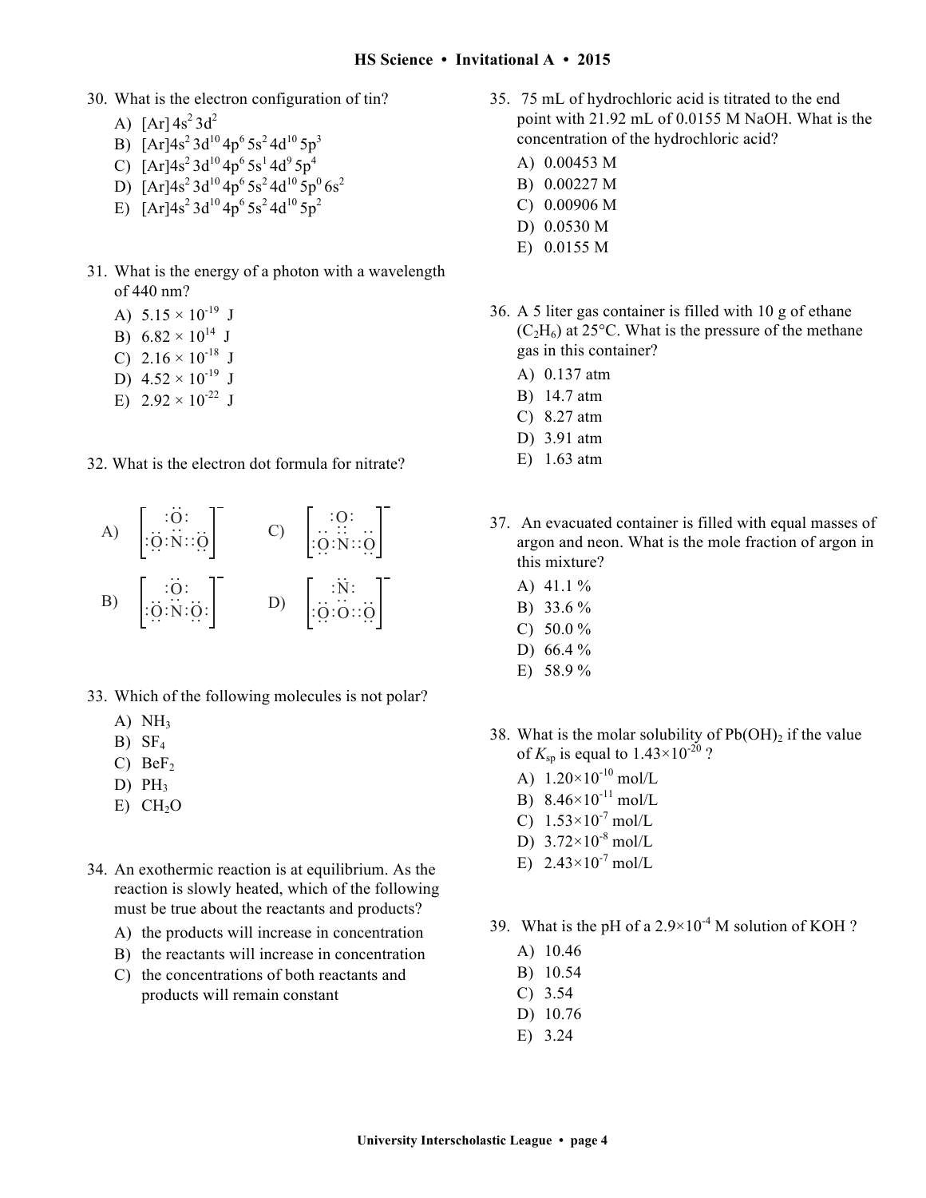30. What is the electron configuration of tin?

    A) $[Ar]\,4s^2\,3d^2$
    B) $[Ar]4s^2\,3d^{10}\,4p^6\,5s^2\,4d^{10}\,5p^3$
    C) $[Ar]4s^2\,3d^{10}\,4p^6\,5s^1\,4d^9\,5p^4$
    D) $[Ar]4s^2\,3d^{10}\,4p^6\,5s^2\,4d^{10}\,5p^0\,6s^2$
    E) $[Ar]4s^2\,3d^{10}\,4p^6\,5s^2\,4d^{10}\,5p^2$

31. What is the energy of a photon with a wavelength of 440 nm?

    A) $5.15 \times 10^{-19}$ J
    B) $6.82 \times 10^{14}$ J
    C) $2.16 \times 10^{-18}$ J
    D) $4.52 \times 10^{-19}$ J
    E) $2.92 \times 10^{-22}$ J

32. What is the electron dot formula for nitrate?

```
A)  [    :Ö:     ]⁻        C)  [    :O:      ]⁻
    [     ..     ]             [     ::      ]
    [ :Ö:N::Ö    ]             [ :Ö:N::Ö     ]

B)  [    :Ö:     ]⁻        D)  [    :N̈:      ]⁻
    [     ..     ]             [     ..      ]
    [ :Ö:N:Ö:    ]             [ :Ö:O::Ö     ]
```

33. Which of the following molecules is not polar?

    A) $NH_3$
    B) $SF_4$
    C) $BeF_2$
    D) $PH_3$
    E) $CH_2O$

34. An exothermic reaction is at equilibrium. As the reaction is slowly heated, which of the following must be true about the reactants and products?

    A) the products will increase in concentration
    B) the reactants will increase in concentration
    C) the concentrations of both reactants and products will remain constant

35. 75 mL of hydrochloric acid is titrated to the end point with 21.92 mL of 0.0155 M NaOH. What is the concentration of the hydrochloric acid?

    A) 0.00453 M
    B) 0.00227 M
    C) 0.00906 M
    D) 0.0530 M
    E) 0.0155 M

36. A 5 liter gas container is filled with 10 g of ethane ($C_2H_6$) at 25°C. What is the pressure of the methane gas in this container?

    A) 0.137 atm
    B) 14.7 atm
    C) 8.27 atm
    D) 3.91 atm
    E) 1.63 atm

37. An evacuated container is filled with equal masses of argon and neon. What is the mole fraction of argon in this mixture?

    A) 41.1 %
    B) 33.6 %
    C) 50.0 %
    D) 66.4 %
    E) 58.9 %

38. What is the molar solubility of $Pb(OH)_2$ if the value of $K_{sp}$ is equal to $1.43 \times 10^{-20}$ ?

    A) $1.20 \times 10^{-10}$ mol/L
    B) $8.46 \times 10^{-11}$ mol/L
    C) $1.53 \times 10^{-7}$ mol/L
    D) $3.72 \times 10^{-8}$ mol/L
    E) $2.43 \times 10^{-7}$ mol/L

39. What is the pH of a $2.9 \times 10^{-4}$ M solution of KOH ?

    A) 10.46
    B) 10.54
    C) 3.54
    D) 10.76
    E) 3.24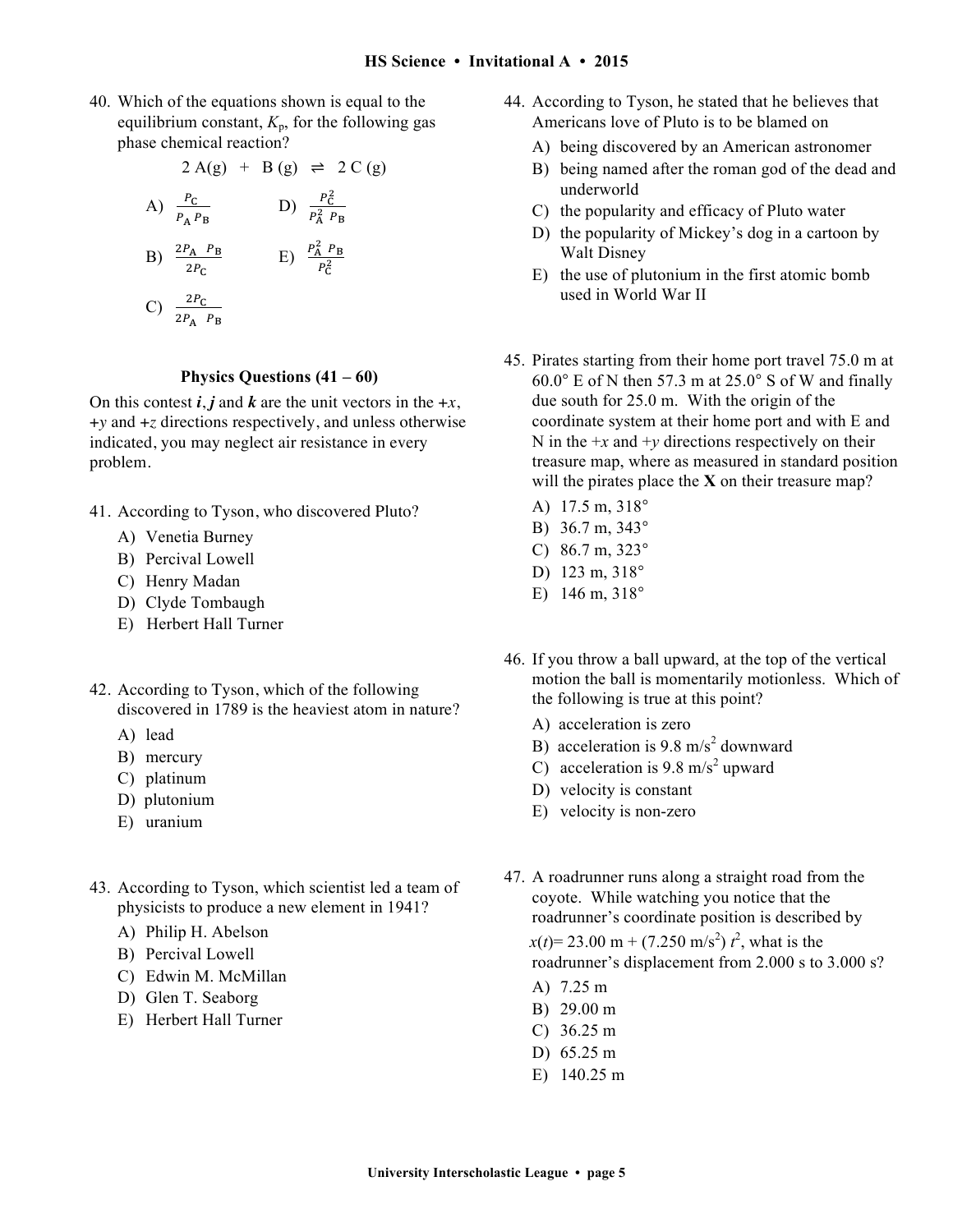40. Which of the equations shown is equal to the equilibrium constant, $K_p$, for the following gas phase chemical reaction?

$$2\,A(g) \;+\; B\,(g) \;\rightleftharpoons\; 2\,C\,(g)$$

   A) $\frac{P_C}{P_A\,P_B}$

   B) $\frac{2P_A\;\;P_B}{2P_C}$

   C) $\frac{2P_C}{2P_A\;\;P_B}$

   D) $\frac{P_C^2}{P_A^2\;\;P_B}$

   E) $\frac{P_A^2\;\;P_B}{P_C^2}$

**Physics Questions (41 – 60)**

On this contest ***i***, ***j*** and ***k*** are the unit vectors in the $+x$, $+y$ and $+z$ directions respectively, and unless otherwise indicated, you may neglect air resistance in every problem.

41. According to Tyson, who discovered Pluto?
   A) Venetia Burney
   B) Percival Lowell
   C) Henry Madan
   D) Clyde Tombaugh
   E) Herbert Hall Turner

42. According to Tyson, which of the following discovered in 1789 is the heaviest atom in nature?
   A) lead
   B) mercury
   C) platinum
   D) plutonium
   E) uranium

43. According to Tyson, which scientist led a team of physicists to produce a new element in 1941?
   A) Philip H. Abelson
   B) Percival Lowell
   C) Edwin M. McMillan
   D) Glen T. Seaborg
   E) Herbert Hall Turner

44. According to Tyson, he stated that he believes that Americans love of Pluto is to be blamed on
   A) being discovered by an American astronomer
   B) being named after the roman god of the dead and underworld
   C) the popularity and efficacy of Pluto water
   D) the popularity of Mickey's dog in a cartoon by Walt Disney
   E) the use of plutonium in the first atomic bomb used in World War II

45. Pirates starting from their home port travel 75.0 m at 60.0° E of N then 57.3 m at 25.0° S of W and finally due south for 25.0 m. With the origin of the coordinate system at their home port and with E and N in the $+x$ and $+y$ directions respectively on their treasure map, where as measured in standard position will the pirates place the **X** on their treasure map?
   A) 17.5 m, 318°
   B) 36.7 m, 343°
   C) 86.7 m, 323°
   D) 123 m, 318°
   E) 146 m, 318°

46. If you throw a ball upward, at the top of the vertical motion the ball is momentarily motionless. Which of the following is true at this point?
   A) acceleration is zero
   B) acceleration is 9.8 $m/s^2$ downward
   C) acceleration is 9.8 $m/s^2$ upward
   D) velocity is constant
   E) velocity is non-zero

47. A roadrunner runs along a straight road from the coyote. While watching you notice that the roadrunner's coordinate position is described by $x(t) = 23.00\text{ m} + (7.250\text{ m/s}^2)\,t^2$, what is the roadrunner's displacement from 2.000 s to 3.000 s?
   A) 7.25 m
   B) 29.00 m
   C) 36.25 m
   D) 65.25 m
   E) 140.25 m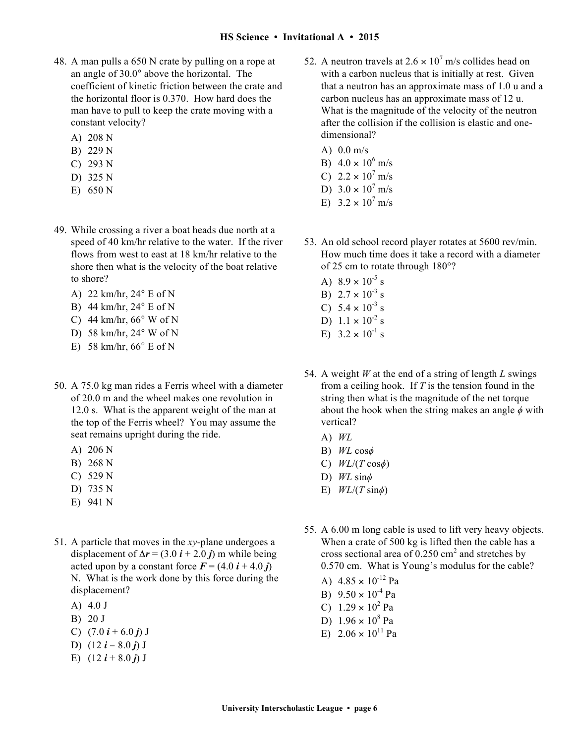48. A man pulls a 650 N crate by pulling on a rope at an angle of 30.0° above the horizontal. The coefficient of kinetic friction between the crate and the horizontal floor is 0.370. How hard does the man have to pull to keep the crate moving with a constant velocity?

    A) 208 N
    B) 229 N
    C) 293 N
    D) 325 N
    E) 650 N

49. While crossing a river a boat heads due north at a speed of 40 km/hr relative to the water. If the river flows from west to east at 18 km/hr relative to the shore then what is the velocity of the boat relative to shore?

    A) 22 km/hr, 24° E of N
    B) 44 km/hr, 24° E of N
    C) 44 km/hr, 66° W of N
    D) 58 km/hr, 24° W of N
    E) 58 km/hr, 66° E of N

50. A 75.0 kg man rides a Ferris wheel with a diameter of 20.0 m and the wheel makes one revolution in 12.0 s. What is the apparent weight of the man at the top of the Ferris wheel? You may assume the seat remains upright during the ride.

    A) 206 N
    B) 268 N
    C) 529 N
    D) 735 N
    E) 941 N

51. A particle that moves in the $xy$-plane undergoes a displacement of $\Delta\boldsymbol{r} = (3.0\,\boldsymbol{i} + 2.0\,\boldsymbol{j})$ m while being acted upon by a constant force $\boldsymbol{F} = (4.0\,\boldsymbol{i} + 4.0\,\boldsymbol{j})$ N. What is the work done by this force during the displacement?

    A) 4.0 J
    B) 20 J
    C) $(7.0\,\boldsymbol{i} + 6.0\,\boldsymbol{j})$ J
    D) $(12\,\boldsymbol{i} - 8.0\,\boldsymbol{j})$ J
    E) $(12\,\boldsymbol{i} + 8.0\,\boldsymbol{j})$ J

52. A neutron travels at $2.6 \times 10^7$ m/s collides head on with a carbon nucleus that is initially at rest. Given that a neutron has an approximate mass of 1.0 u and a carbon nucleus has an approximate mass of 12 u. What is the magnitude of the velocity of the neutron after the collision if the collision is elastic and one-dimensional?

    A) 0.0 m/s
    B) $4.0 \times 10^6$ m/s
    C) $2.2 \times 10^7$ m/s
    D) $3.0 \times 10^7$ m/s
    E) $3.2 \times 10^7$ m/s

53. An old school record player rotates at 5600 rev/min. How much time does it take a record with a diameter of 25 cm to rotate through 180°?

    A) $8.9 \times 10^{-5}$ s
    B) $2.7 \times 10^{-3}$ s
    C) $5.4 \times 10^{-3}$ s
    D) $1.1 \times 10^{-2}$ s
    E) $3.2 \times 10^{-1}$ s

54. A weight $W$ at the end of a string of length $L$ swings from a ceiling hook. If $T$ is the tension found in the string then what is the magnitude of the net torque about the hook when the string makes an angle $\phi$ with vertical?

    A) $WL$
    B) $WL \cos\phi$
    C) $WL/(T \cos\phi)$
    D) $WL \sin\phi$
    E) $WL/(T \sin\phi)$

55. A 6.00 m long cable is used to lift very heavy objects. When a crate of 500 kg is lifted then the cable has a cross sectional area of 0.250 cm$^2$ and stretches by 0.570 cm. What is Young's modulus for the cable?

    A) $4.85 \times 10^{-12}$ Pa
    B) $9.50 \times 10^{-4}$ Pa
    C) $1.29 \times 10^{2}$ Pa
    D) $1.96 \times 10^{8}$ Pa
    E) $2.06 \times 10^{11}$ Pa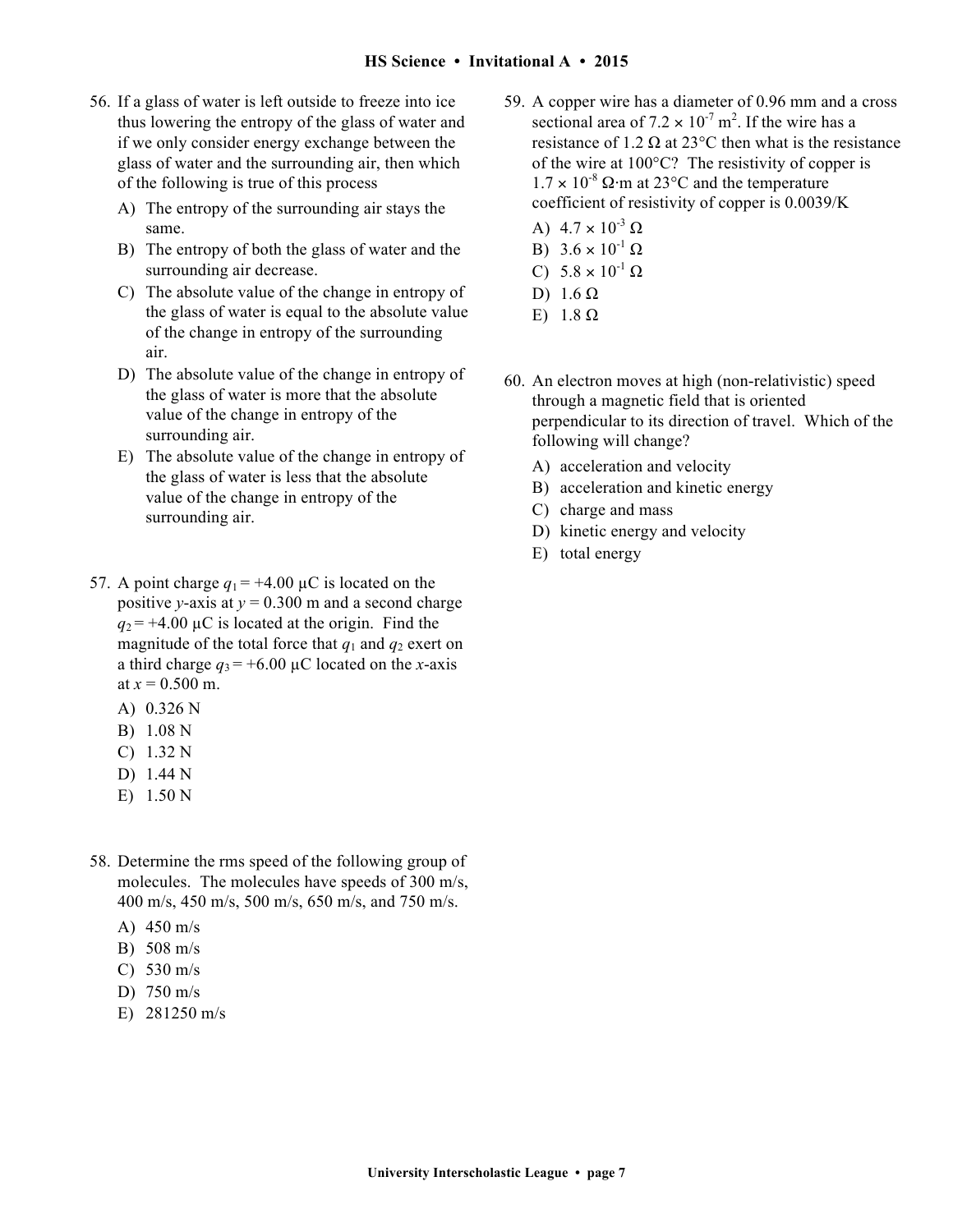56. If a glass of water is left outside to freeze into ice thus lowering the entropy of the glass of water and if we only consider energy exchange between the glass of water and the surrounding air, then which of the following is true of this process

    A) The entropy of the surrounding air stays the same.
    B) The entropy of both the glass of water and the surrounding air decrease.
    C) The absolute value of the change in entropy of the glass of water is equal to the absolute value of the change in entropy of the surrounding air.
    D) The absolute value of the change in entropy of the glass of water is more that the absolute value of the change in entropy of the surrounding air.
    E) The absolute value of the change in entropy of the glass of water is less that the absolute value of the change in entropy of the surrounding air.

57. A point charge $q_1 = +4.00$ μC is located on the positive $y$-axis at $y = 0.300$ m and a second charge $q_2 = +4.00$ μC is located at the origin. Find the magnitude of the total force that $q_1$ and $q_2$ exert on a third charge $q_3 = +6.00$ μC located on the $x$-axis at $x = 0.500$ m.

    A) 0.326 N
    B) 1.08 N
    C) 1.32 N
    D) 1.44 N
    E) 1.50 N

58. Determine the rms speed of the following group of molecules. The molecules have speeds of 300 m/s, 400 m/s, 450 m/s, 500 m/s, 650 m/s, and 750 m/s.

    A) 450 m/s
    B) 508 m/s
    C) 530 m/s
    D) 750 m/s
    E) 281250 m/s

59. A copper wire has a diameter of 0.96 mm and a cross sectional area of $7.2 \times 10^{-7}$ m$^2$. If the wire has a resistance of 1.2 Ω at 23°C then what is the resistance of the wire at 100°C? The resistivity of copper is $1.7 \times 10^{-8}$ Ω·m at 23°C and the temperature coefficient of resistivity of copper is 0.0039/K

    A) $4.7 \times 10^{-3}$ Ω
    B) $3.6 \times 10^{-1}$ Ω
    C) $5.8 \times 10^{-1}$ Ω
    D) 1.6 Ω
    E) 1.8 Ω

60. An electron moves at high (non-relativistic) speed through a magnetic field that is oriented perpendicular to its direction of travel. Which of the following will change?

    A) acceleration and velocity
    B) acceleration and kinetic energy
    C) charge and mass
    D) kinetic energy and velocity
    E) total energy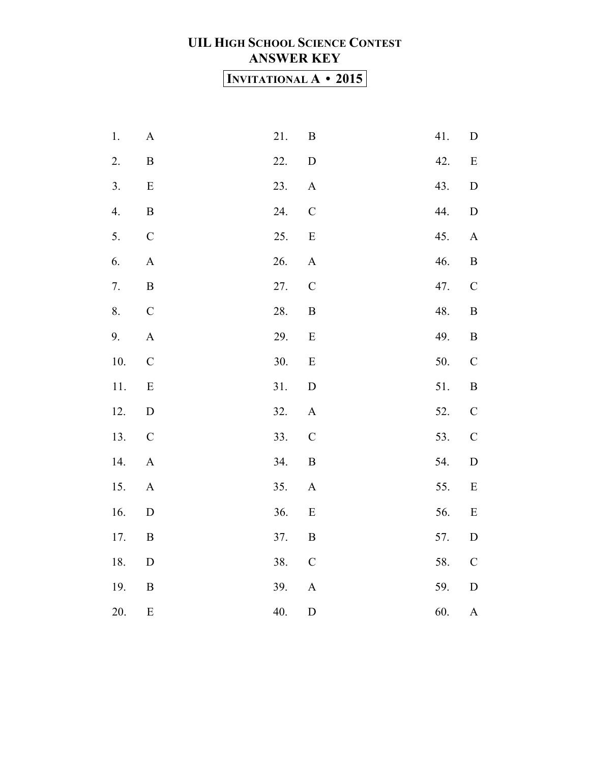# UIL HIGH SCHOOL SCIENCE CONTEST
## ANSWER KEY

**INVITATIONAL A • 2015**

| | | | | | |
|---|---|---|---|---|---|
| 1. | A | 21. | B | 41. | D |
| 2. | B | 22. | D | 42. | E |
| 3. | E | 23. | A | 43. | D |
| 4. | B | 24. | C | 44. | D |
| 5. | C | 25. | E | 45. | A |
| 6. | A | 26. | A | 46. | B |
| 7. | B | 27. | C | 47. | C |
| 8. | C | 28. | B | 48. | B |
| 9. | A | 29. | E | 49. | B |
| 10. | C | 30. | E | 50. | C |
| 11. | E | 31. | D | 51. | B |
| 12. | D | 32. | A | 52. | C |
| 13. | C | 33. | C | 53. | C |
| 14. | A | 34. | B | 54. | D |
| 15. | A | 35. | A | 55. | E |
| 16. | D | 36. | E | 56. | E |
| 17. | B | 37. | B | 57. | D |
| 18. | D | 38. | C | 58. | C |
| 19. | B | 39. | A | 59. | D |
| 20. | E | 40. | D | 60. | A |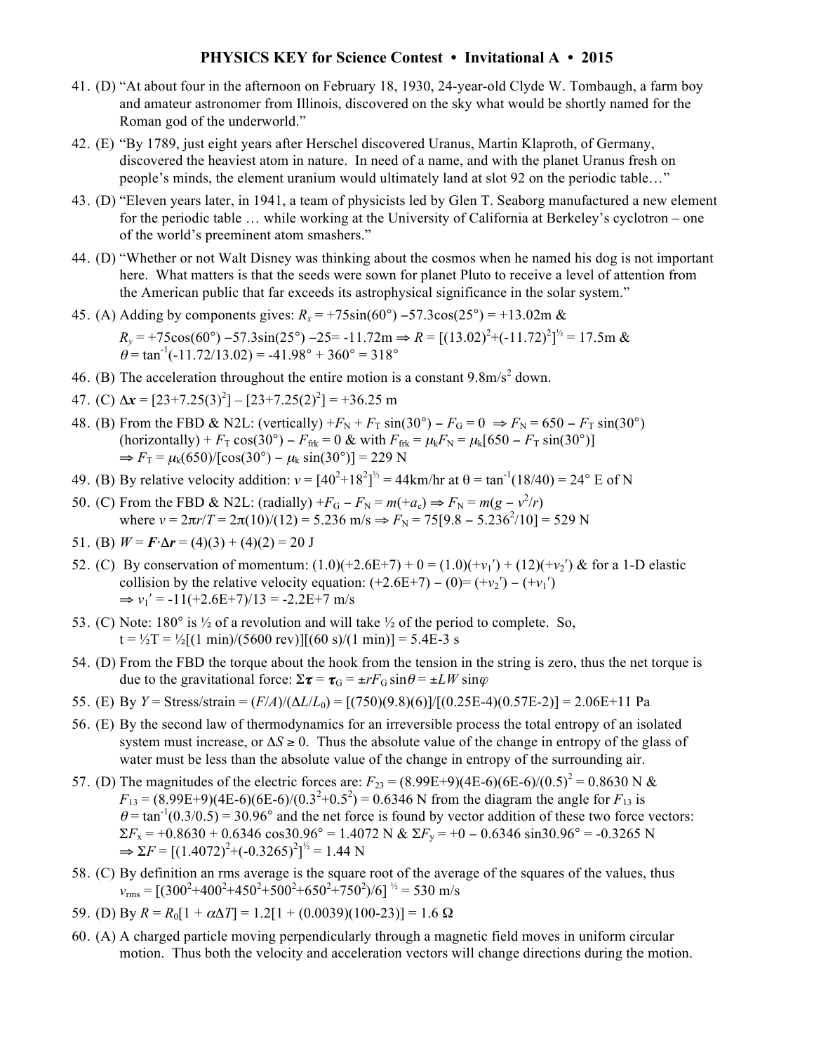# PHYSICS KEY for Science Contest • Invitational A • 2015

41. (D) "At about four in the afternoon on February 18, 1930, 24-year-old Clyde W. Tombaugh, a farm boy and amateur astronomer from Illinois, discovered on the sky what would be shortly named for the Roman god of the underworld."

42. (E) "By 1789, just eight years after Herschel discovered Uranus, Martin Klaproth, of Germany, discovered the heaviest atom in nature. In need of a name, and with the planet Uranus fresh on people's minds, the element uranium would ultimately land at slot 92 on the periodic table…"

43. (D) "Eleven years later, in 1941, a team of physicists led by Glen T. Seaborg manufactured a new element for the periodic table … while working at the University of California at Berkeley's cyclotron – one of the world's preeminent atom smashers."

44. (D) "Whether or not Walt Disney was thinking about the cosmos when he named his dog is not important here. What matters is that the seeds were sown for planet Pluto to receive a level of attention from the American public that far exceeds its astrophysical significance in the solar system."

45. (A) Adding by components gives: $R_x = +75\sin(60°) - 57.3\cos(25°) = +13.02\text{m}$ & $R_y = +75\cos(60°) - 57.3\sin(25°) - 25 = -11.72\text{m} \Rightarrow R = [(13.02)^2+(-11.72)^2]^{½} = 17.5\text{m}$ & $\theta = \tan^{-1}(-11.72/13.02) = -41.98° + 360° = 318°$

46. (B) The acceleration throughout the entire motion is a constant 9.8m/s$^2$ down.

47. (C) $\Delta\boldsymbol{x} = [23+7.25(3)^2] - [23+7.25(2)^2] = +36.25$ m

48. (B) From the FBD & N2L: (vertically) $+F_N + F_T\sin(30°) - F_G = 0 \Rightarrow F_N = 650 - F_T\sin(30°)$ (horizontally) $+F_T\cos(30°) - F_{frk} = 0$ & with $F_{frk} = \mu_k F_N = \mu_k[650 - F_T\sin(30°)]$ $\Rightarrow F_T = \mu_k(650)/[\cos(30°) - \mu_k\sin(30°)] = 229$ N

49. (B) By relative velocity addition: $v = [40^2+18^2]^{½} = 44$km/hr at $\theta = \tan^{-1}(18/40) = 24°$ E of N

50. (C) From the FBD & N2L: (radially) $+F_G - F_N = m(+a_c) \Rightarrow F_N = m(g - v^2/r)$ where $v = 2\pi r/T = 2\pi(10)/(12) = 5.236$ m/s $\Rightarrow F_N = 75[9.8 - 5.236^2/10] = 529$ N

51. (B) $W = \boldsymbol{F}\cdot\Delta\boldsymbol{r} = (4)(3) + (4)(2) = 20$ J

52. (C) By conservation of momentum: $(1.0)(+2.6\text{E}+7) + 0 = (1.0)(+v_1') + (12)(+v_2')$ & for a 1-D elastic collision by the relative velocity equation: $(+2.6\text{E}+7) - (0) = (+v_2') - (+v_1')$ $\Rightarrow v_1' = -11(+2.6\text{E}+7)/13 = -2.2\text{E}+7$ m/s

53. (C) Note: 180° is ½ of a revolution and will take ½ of the period to complete. So, $t = ½T = ½[(1\text{ min})/(5600\text{ rev})][(60\text{ s})/(1\text{ min})] = 5.4\text{E-}3$ s

54. (D) From the FBD the torque about the hook from the tension in the string is zero, thus the net torque is due to the gravitational force: $\Sigma\boldsymbol{\tau} = \boldsymbol{\tau}_G = \pm rF_G\sin\theta = \pm LW\sin\varphi$

55. (E) By $Y$ = Stress/strain = $(F/A)/(\Delta L/L_0) = [(750)(9.8)(6)]/[(0.25\text{E-}4)(0.57\text{E-}2)] = 2.06\text{E}+11$ Pa

56. (E) By the second law of thermodynamics for an irreversible process the total entropy of an isolated system must increase, or $\Delta S \geq 0$. Thus the absolute value of the change in entropy of the glass of water must be less than the absolute value of the change in entropy of the surrounding air.

57. (D) The magnitudes of the electric forces are: $F_{23} = (8.99\text{E}+9)(4\text{E-}6)(6\text{E-}6)/(0.5)^2 = 0.8630$ N & $F_{13} = (8.99\text{E}+9)(4\text{E-}6)(6\text{E-}6)/(0.3^2+0.5^2) = 0.6346$ N from the diagram the angle for $F_{13}$ is $\theta = \tan^{-1}(0.3/0.5) = 30.96°$ and the net force is found by vector addition of these two force vectors: $\Sigma F_x = +0.8630 + 0.6346\cos30.96° = 1.4072$ N & $\Sigma F_y = +0 - 0.6346\sin30.96° = -0.3265$ N $\Rightarrow \Sigma F = [(1.4072)^2+(-0.3265)^2]^{½} = 1.44$ N

58. (C) By definition an rms average is the square root of the average of the squares of the values, thus $v_{rms} = [(300^2+400^2+450^2+500^2+650^2+750^2)/6]^{½} = 530$ m/s

59. (D) By $R = R_0[1 + \alpha\Delta T] = 1.2[1 + (0.0039)(100-23)] = 1.6\ \Omega$

60. (A) A charged particle moving perpendicularly through a magnetic field moves in uniform circular motion. Thus both the velocity and acceleration vectors will change directions during the motion.